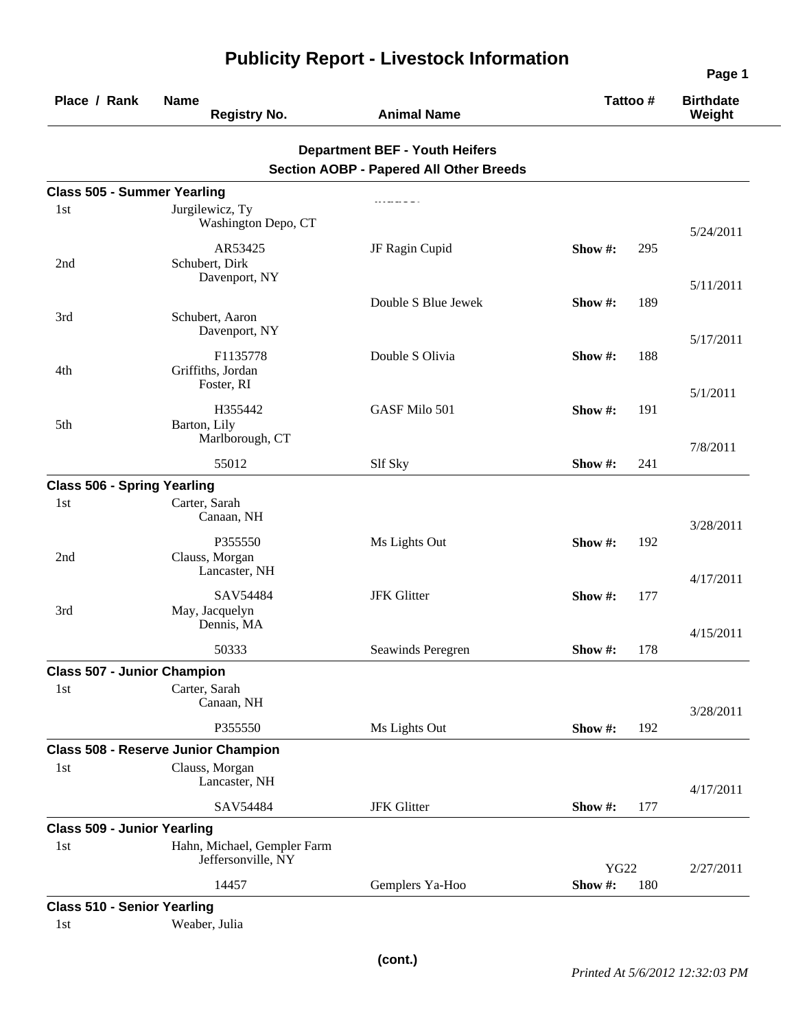# Publicity Report - Livestock Information

| Place / Rank | Name / Registry No. | Animal Name | Tattoo # | Birthdate / Weight |
|---|---|---|---|---|

**Department BEF - Youth Heifers**

**Section AOBP - Papered All Other Breeds**

**Class 505 - Summer Yearling**

| Place / Rank | Name / Registry No. | Animal Name | Tattoo # | Birthdate / Weight |
|---|---|---|---|---|
| 1st | Jurgilewicz, Ty<br>Washington Depo, CT<br>AR53425 | JF Ragin Cupid | Show #: 295 | 5/24/2011 |
| 2nd | Schubert, Dirk<br>Davenport, NY | Double S Blue Jewek | Show #: 189 | 5/11/2011 |
| 3rd | Schubert, Aaron<br>Davenport, NY<br>F1135778 | Double S Olivia | Show #: 188 | 5/17/2011 |
| 4th | Griffiths, Jordan<br>Foster, RI<br>H355442 | GASF Milo 501 | Show #: 191 | 5/1/2011 |
| 5th | Barton, Lily<br>Marlborough, CT<br>55012 | Slf Sky | Show #: 241 | 7/8/2011 |

**Class 506 - Spring Yearling**

| Place / Rank | Name / Registry No. | Animal Name | Tattoo # | Birthdate / Weight |
|---|---|---|---|---|
| 1st | Carter, Sarah<br>Canaan, NH<br>P355550 | Ms Lights Out | Show #: 192 | 3/28/2011 |
| 2nd | Clauss, Morgan<br>Lancaster, NH<br>SAV54484 | JFK Glitter | Show #: 177 | 4/17/2011 |
| 3rd | May, Jacquelyn<br>Dennis, MA<br>50333 | Seawinds Peregren | Show #: 178 | 4/15/2011 |

**Class 507 - Junior Champion**

| Place / Rank | Name / Registry No. | Animal Name | Tattoo # | Birthdate / Weight |
|---|---|---|---|---|
| 1st | Carter, Sarah<br>Canaan, NH<br>P355550 | Ms Lights Out | Show #: 192 | 3/28/2011 |

**Class 508 - Reserve Junior Champion**

| Place / Rank | Name / Registry No. | Animal Name | Tattoo # | Birthdate / Weight |
|---|---|---|---|---|
| 1st | Clauss, Morgan<br>Lancaster, NH<br>SAV54484 | JFK Glitter | Show #: 177 | 4/17/2011 |

**Class 509 - Junior Yearling**

| Place / Rank | Name / Registry No. | Animal Name | Tattoo # | Birthdate / Weight |
|---|---|---|---|---|
| 1st | Hahn, Michael, Gempler Farm<br>Jeffersonville, NY<br>14457 | Gemplers Ya-Hoo | YG22<br>Show #: 180 | 2/27/2011 |

**Class 510 - Senior Yearling**

| Place / Rank | Name / Registry No. | Animal Name | Tattoo # | Birthdate / Weight |
|---|---|---|---|---|
| 1st | Weaber, Julia | | | |

**(cont.)**

*Printed At 5/6/2012 12:32:03 PM*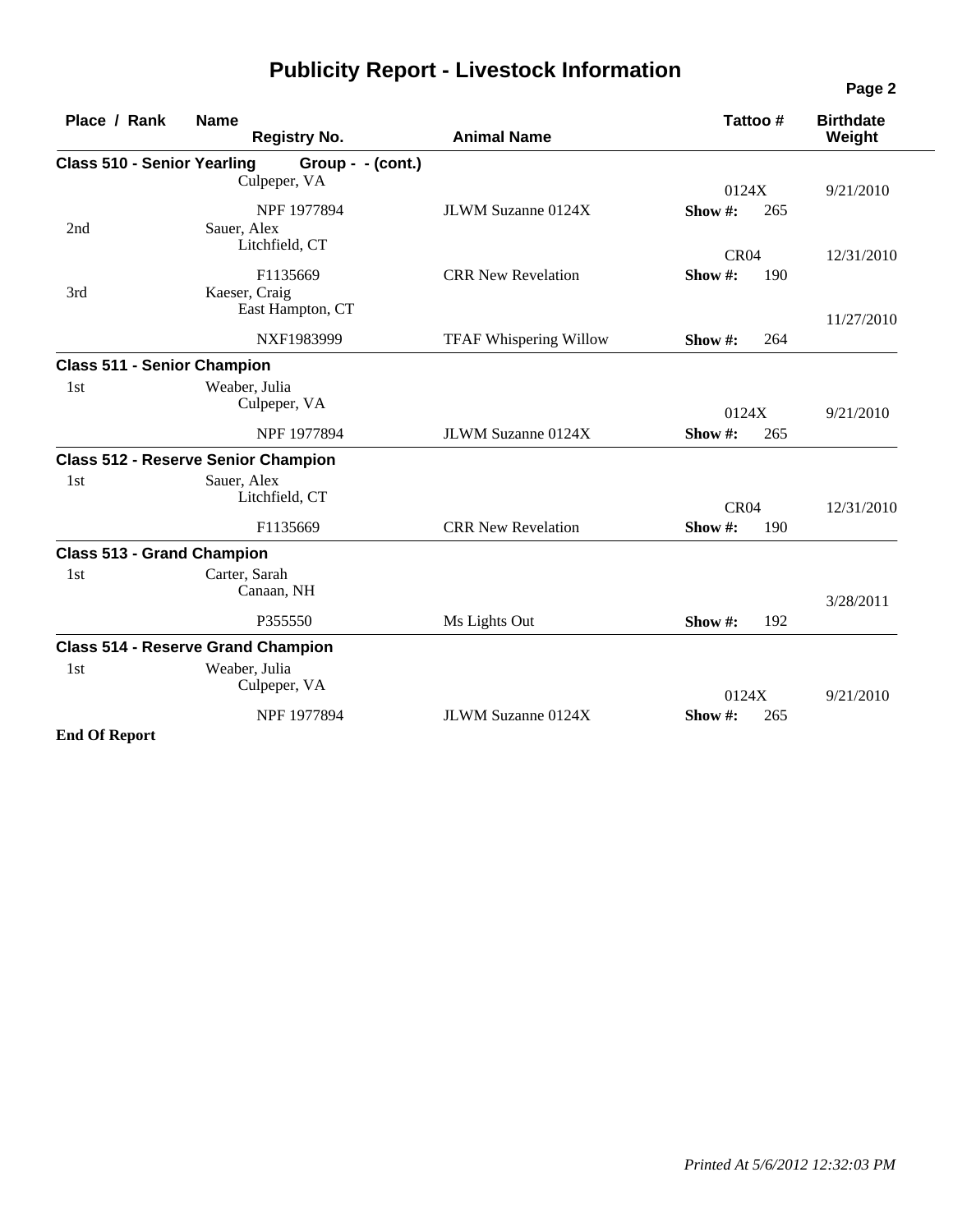# Publicity Report - Livestock Information

| Place / Rank | Name / Registry No. | Animal Name | Tattoo # | Birthdate / Weight |
|---|---|---|---|---|
| **Class 510 - Senior Yearling** | **Group - - (cont.)** | | | |
| | Culpeper, VA | | 0124X | 9/21/2010 |
| | NPF 1977894 | JLWM Suzanne 0124X | Show #: 265 | |
| 2nd | Sauer, Alex<br>Litchfield, CT | | CR04 | 12/31/2010 |
| | F1135669 | CRR New Revelation | Show #: 190 | |
| 3rd | Kaeser, Craig<br>East Hampton, CT | | | 11/27/2010 |
| | NXF1983999 | TFAF Whispering Willow | Show #: 264 | |
| **Class 511 - Senior Champion** | | | | |
| 1st | Weaber, Julia<br>Culpeper, VA | | 0124X | 9/21/2010 |
| | NPF 1977894 | JLWM Suzanne 0124X | Show #: 265 | |
| **Class 512 - Reserve Senior Champion** | | | | |
| 1st | Sauer, Alex<br>Litchfield, CT | | CR04 | 12/31/2010 |
| | F1135669 | CRR New Revelation | Show #: 190 | |
| **Class 513 - Grand Champion** | | | | |
| 1st | Carter, Sarah<br>Canaan, NH | | | 3/28/2011 |
| | P355550 | Ms Lights Out | Show #: 192 | |
| **Class 514 - Reserve Grand Champion** | | | | |
| 1st | Weaber, Julia<br>Culpeper, VA | | 0124X | 9/21/2010 |
| | NPF 1977894 | JLWM Suzanne 0124X | Show #: 265 | |

**End Of Report**

*Printed At 5/6/2012 12:32:03 PM*